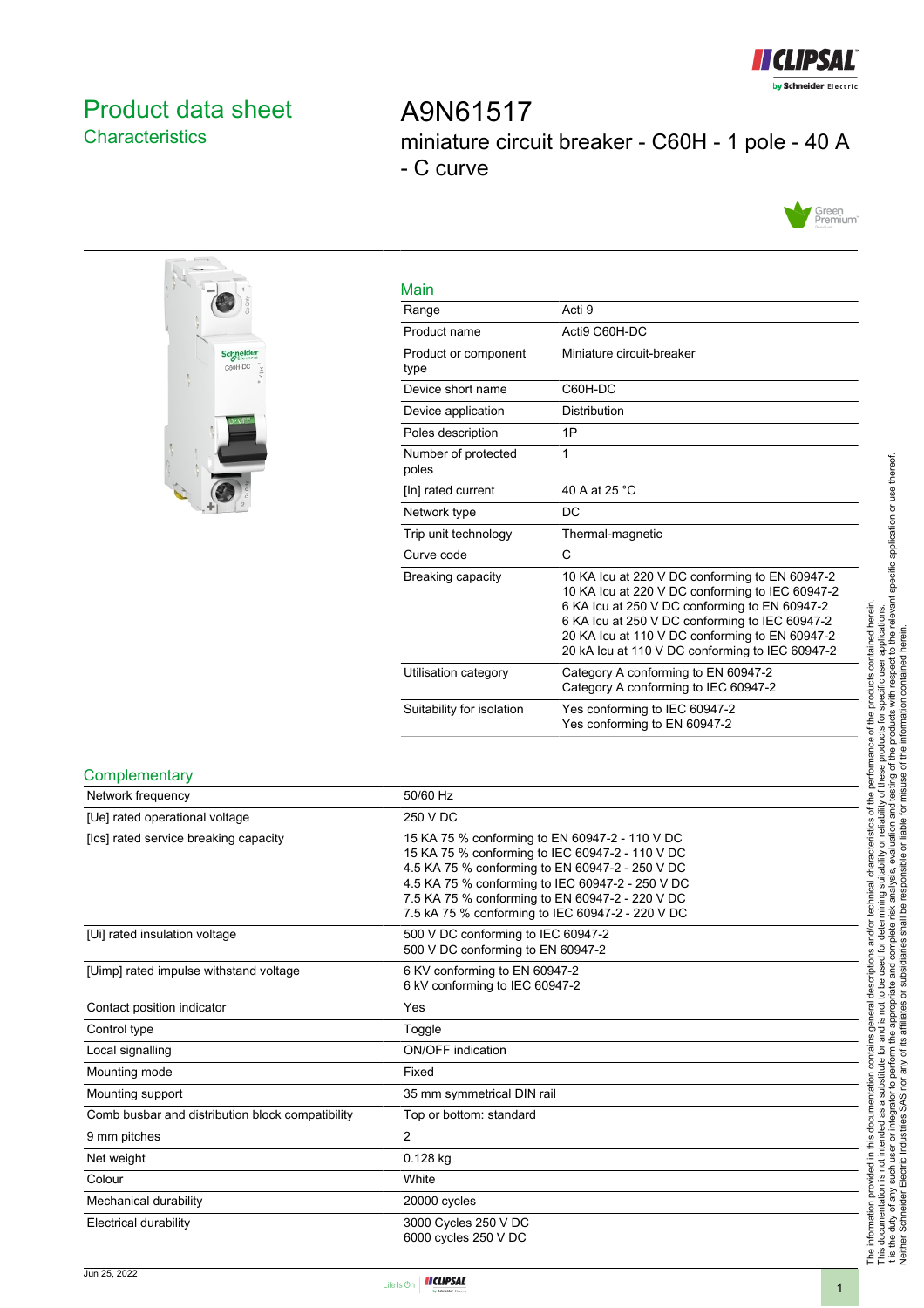# Product data sheet

## Characteristics

# A9N61517

miniature circuit breaker - C60H - 1 pole - 40 A - C curve

## Main

| | |
|---|---|
| Range | Acti 9 |
| Product name | Acti9 C60H-DC |
| Product or component type | Miniature circuit-breaker |
| Device short name | C60H-DC |
| Device application | Distribution |
| Poles description | 1P |
| Number of protected poles | 1 |
| [In] rated current | 40 A at 25 °C |
| Network type | DC |
| Trip unit technology | Thermal-magnetic |
| Curve code | C |
| Breaking capacity | 10 KA Icu at 220 V DC conforming to EN 60947-2<br>10 KA Icu at 220 V DC conforming to IEC 60947-2<br>6 KA Icu at 250 V DC conforming to EN 60947-2<br>6 KA Icu at 250 V DC conforming to IEC 60947-2<br>20 KA Icu at 110 V DC conforming to EN 60947-2<br>20 kA Icu at 110 V DC conforming to IEC 60947-2 |
| Utilisation category | Category A conforming to EN 60947-2<br>Category A conforming to IEC 60947-2 |
| Suitability for isolation | Yes conforming to IEC 60947-2<br>Yes conforming to EN 60947-2 |

## Complementary

| | |
|---|---|
| Network frequency | 50/60 Hz |
| [Ue] rated operational voltage | 250 V DC |
| [Ics] rated service breaking capacity | 15 KA 75 % conforming to EN 60947-2 - 110 V DC<br>15 KA 75 % conforming to IEC 60947-2 - 110 V DC<br>4.5 KA 75 % conforming to EN 60947-2 - 250 V DC<br>4.5 KA 75 % conforming to IEC 60947-2 - 250 V DC<br>7.5 KA 75 % conforming to EN 60947-2 - 220 V DC<br>7.5 kA 75 % conforming to IEC 60947-2 - 220 V DC |
| [Ui] rated insulation voltage | 500 V DC conforming to IEC 60947-2<br>500 V DC conforming to EN 60947-2 |
| [Uimp] rated impulse withstand voltage | 6 KV conforming to EN 60947-2<br>6 kV conforming to IEC 60947-2 |
| Contact position indicator | Yes |
| Control type | Toggle |
| Local signalling | ON/OFF indication |
| Mounting mode | Fixed |
| Mounting support | 35 mm symmetrical DIN rail |
| Comb busbar and distribution block compatibility | Top or bottom: standard |
| 9 mm pitches | 2 |
| Net weight | 0.128 kg |
| Colour | White |
| Mechanical durability | 20000 cycles |
| Electrical durability | 3000 Cycles 250 V DC<br>6000 cycles 250 V DC |

The information provided in this documentation contains general descriptions and/or technical characteristics of the performance of the products contained herein.
This documentation is not intended as a substitute for and is not to be used for determining suitability or reliability of these products for specific user applications.
It is the duty of any such user or integrator to perform the appropriate and complete risk analysis, evaluation and testing of the products with respect to the relevant specific application or use thereof.
Neither Schneider Electric Industries SAS nor any of its affiliates or subsidiaries shall be responsible or liable for misuse of the information contained herein.

Jun 25, 2022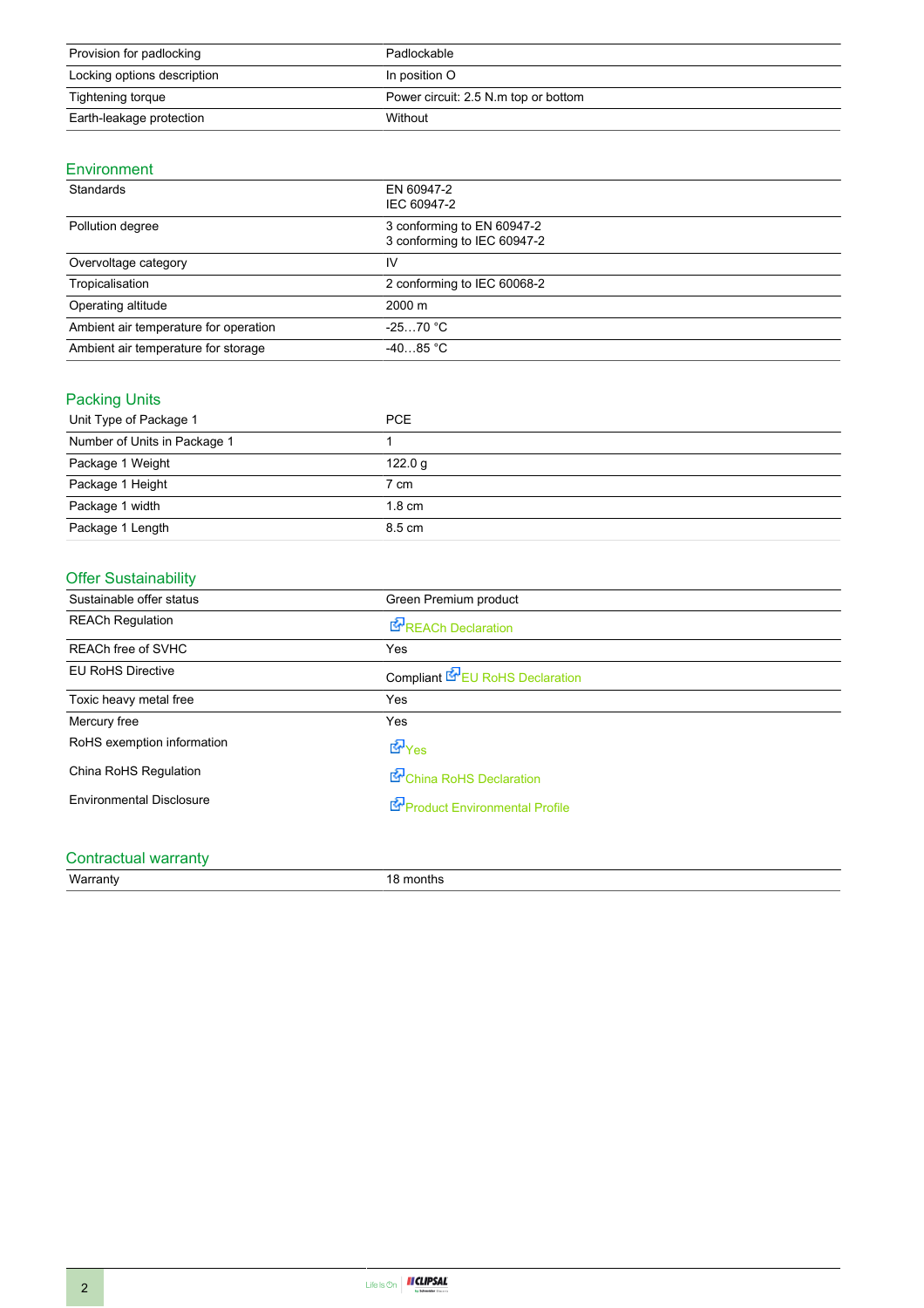| | |
|---|---|
| Provision for padlocking | Padlockable |
| Locking options description | In position O |
| Tightening torque | Power circuit: 2.5 N.m top or bottom |
| Earth-leakage protection | Without |

## Environment

| | |
|---|---|
| Standards | EN 60947-2<br>IEC 60947-2 |
| Pollution degree | 3 conforming to EN 60947-2<br>3 conforming to IEC 60947-2 |
| Overvoltage category | IV |
| Tropicalisation | 2 conforming to IEC 60068-2 |
| Operating altitude | 2000 m |
| Ambient air temperature for operation | -25…70 °C |
| Ambient air temperature for storage | -40…85 °C |

## Packing Units

| | |
|---|---|
| Unit Type of Package 1 | PCE |
| Number of Units in Package 1 | 1 |
| Package 1 Weight | 122.0 g |
| Package 1 Height | 7 cm |
| Package 1 width | 1.8 cm |
| Package 1 Length | 8.5 cm |

## Offer Sustainability

| | |
|---|---|
| Sustainable offer status | Green Premium product |
| REACh Regulation | REACh Declaration |
| REACh free of SVHC | Yes |
| EU RoHS Directive | Compliant EU RoHS Declaration |
| Toxic heavy metal free | Yes |
| Mercury free | Yes |
| RoHS exemption information | Yes |
| China RoHS Regulation | China RoHS Declaration |
| Environmental Disclosure | Product Environmental Profile |

## Contractual warranty

| | |
|---|---|
| Warranty | 18 months |